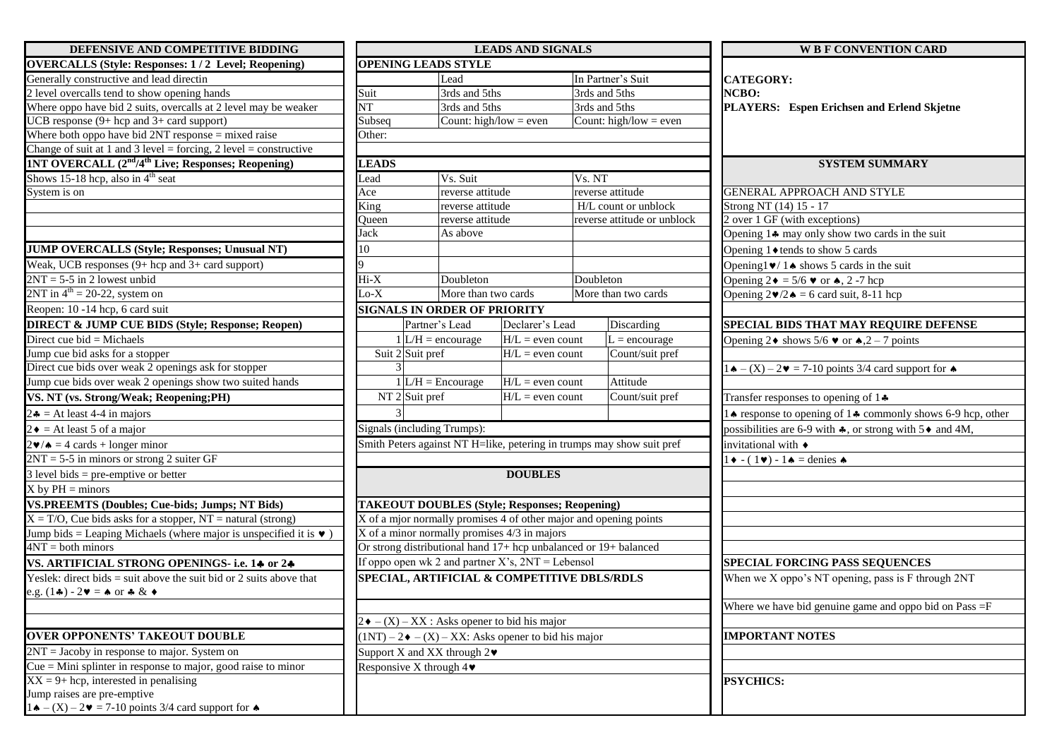## DEFENSIVE AND COMPETITIVE BIDDING

| OVERCALLS (Style: Responses: 1 / 2 Level; Reopening) |
|---|
| Generally constructive and lead directin |
| 2 level overcalls tend to show opening hands |
| Where oppo have bid 2 suits, overcalls at 2 level may be weaker |
| UCB response (9+ hcp and 3+ card support) |
| Where both oppo have bid 2NT response = mixed raise |
| Change of suit at 1 and 3 level = forcing, 2 level = constructive |

| 1NT OVERCALL (2nd/4th Live; Responses; Reopening) |
|---|
| Shows 15-18 hcp, also in 4th seat |
| System is on |

| JUMP OVERCALLS (Style; Responses; Unusual NT) |
|---|
| Weak, UCB responses (9+ hcp and 3+ card support) |
| 2NT = 5-5 in 2 lowest unbid |
| 2NT in 4th = 20-22, system on |
| Reopen: 10 -14 hcp, 6 card suit |

| DIRECT & JUMP CUE BIDS (Style; Response; Reopen) |
|---|
| Direct cue bid = Michaels |
| Jump cue bid asks for a stopper |
| Direct cue bids over weak 2 openings ask for stopper |
| Jump cue bids over weak 2 openings show two suited hands |

| VS. NT (vs. Strong/Weak; Reopening;PH) |
|---|
| 2♣ = At least 4-4 in majors |
| 2♦ = At least 5 of a major |
| 2♥/♠ = 4 cards + longer minor |
| 2NT = 5-5 in minors or strong 2 suiter GF |
| 3 level bids = pre-emptive or better |
| X by PH = minors |

| VS.PREEMTS (Doubles; Cue-bids; Jumps; NT Bids) |
|---|
| X = T/O, Cue bids asks for a stopper, NT = natural (strong) |
| Jump bids = Leaping Michaels (where major is unspecified it is ♥ ) |
| 4NT = both minors |

| VS. ARTIFICIAL STRONG OPENINGS- i.e. 1♣ or 2♣ |
|---|
| Yeslek: direct bids = suit above the suit bid or 2 suits above that e.g. (1♣) - 2♥ = ♠ or ♣ & ♦ |

| OVER OPPONENTS' TAKEOUT DOUBLE |
|---|
| 2NT = Jacoby in response to major. System on |
| Cue = Mini splinter in response to major, good raise to minor |
| XX = 9+ hcp, interested in penalising |
| Jump raises are pre-emptive |
| 1♠ – (X) – 2♥ = 7-10 points 3/4 card support for ♠ |

## LEADS AND SIGNALS

**OPENING LEADS STYLE**

| | Lead | In Partner's Suit |
|---|---|---|
| Suit | 3rds and 5ths | 3rds and 5ths |
| NT | 3rds and 5ths | 3rds and 5ths |
| Subseq | Count: high/low = even | Count: high/low = even |
| Other: | | |

**LEADS**

| Lead | Vs. Suit | Vs. NT |
|---|---|---|
| Ace | reverse attitude | reverse attitude |
| King | reverse attitude | H/L count or unblock |
| Queen | reverse attitude | reverse attitude or unblock |
| Jack | As above | |
| 10 | | |
| 9 | | |
| Hi-X | Doubleton | Doubleton |
| Lo-X | More than two cards | More than two cards |

**SIGNALS IN ORDER OF PRIORITY**

| | | Partner's Lead | Declarer's Lead | Discarding |
|---|---|---|---|---|
| Suit | 1 | L/H = encourage | H/L = even count | L = encourage |
| | 2 | Suit pref | H/L = even count | Count/suit pref |
| | 3 | | | |
| NT | 1 | L/H = Encourage | H/L = even count | Attitude |
| | 2 | Suit pref | H/L = even count | Count/suit pref |
| | 3 | | | |

Signals (including Trumps):

Smith Peters against NT H=like, petering in trumps may show suit pref

## DOUBLES

**TAKEOUT DOUBLES (Style; Responses; Reopening)**

X of a mjor normally promises 4 of other major and opening points

X of a minor normally promises 4/3 in majors

Or strong distributional hand 17+ hcp unbalanced or 19+ balanced

If oppo open wk 2 and partner X's, 2NT = Lebensol

**SPECIAL, ARTIFICIAL & COMPETITIVE DBLS/RDLS**

2♦ – (X) – XX : Asks opener to bid his major

(1NT) – 2♦ – (X) – XX: Asks opener to bid his major

Support X and XX through 2♥

Responsive X through 4♥

## W B F CONVENTION CARD

**CATEGORY:**

**NCBO:**

**PLAYERS: Espen Erichsen and Erlend Skjetne**

## SYSTEM SUMMARY

GENERAL APPROACH AND STYLE

Strong NT (14) 15 - 17

2 over 1 GF (with exceptions)

Opening 1♣ may only show two cards in the suit

Opening 1♦ tends to show 5 cards

Opening1♥/ 1♠ shows 5 cards in the suit

Opening 2♦ = 5/6 ♥ or ♠, 2 -7 hcp

Opening 2♥/2♠ = 6 card suit, 8-11 hcp

**SPECIAL BIDS THAT MAY REQUIRE DEFENSE**

Opening 2♦ shows 5/6 ♥ or ♠,2 – 7 points

1♠ – (X) – 2♥ = 7-10 points 3/4 card support for ♠

Transfer responses to opening of 1♣

1♠ response to opening of 1♣ commonly shows 6-9 hcp, other possibilities are 6-9 with ♣, or strong with 5♦ and 4M, invitational with ♦

1♦ - ( 1♥) - 1♠ = denies ♠

**SPECIAL FORCING PASS SEQUENCES**

When we X oppo's NT opening, pass is F through 2NT

Where we have bid genuine game and oppo bid on Pass =F

**IMPORTANT NOTES**

**PSYCHICS:**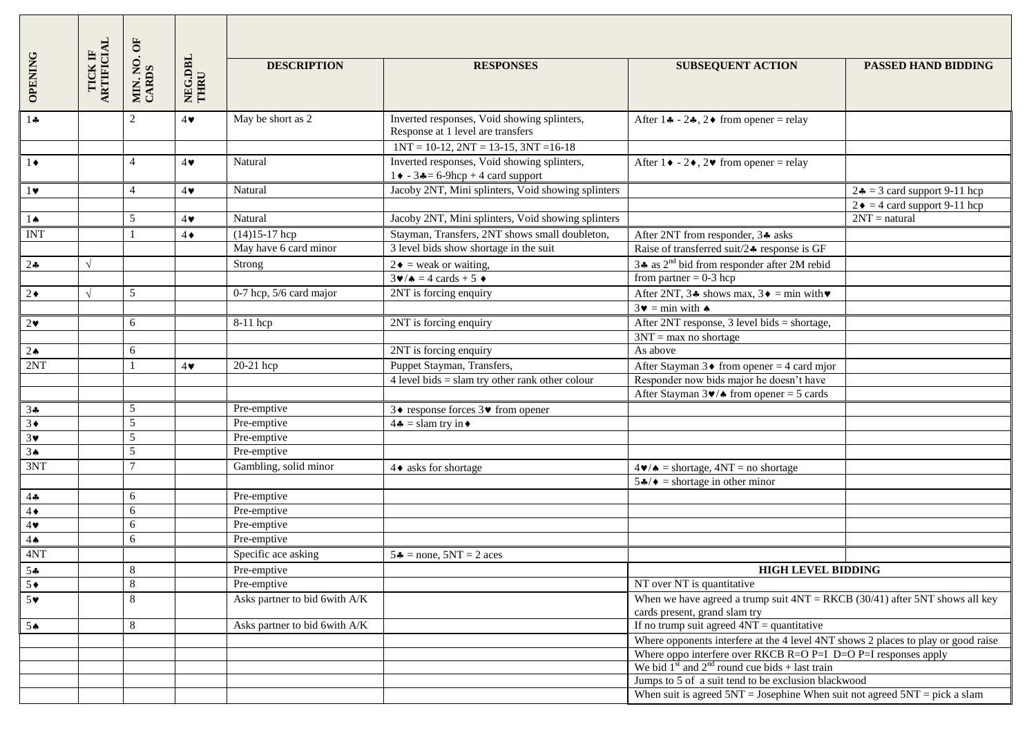| OPENING | TICK IF ARTIFICIAL | MIN. NO. OF CARDS | NEG.DBL THRU | DESCRIPTION | RESPONSES | SUBSEQUENT ACTION | PASSED HAND BIDDING |
|---|---|---|---|---|---|---|---|
| 1♣ | | 2 | 4♥ | May be short as 2 | Inverted responses, Void showing splinters, Response at 1 level are transfers | After 1♣ - 2♣, 2♦ from opener = relay | |
| | | | | | 1NT = 10-12, 2NT = 13-15, 3NT =16-18 | | |
| 1♦ | | 4 | 4♥ | Natural | Inverted responses, Void showing splinters, 1♦ - 3♣= 6-9hcp + 4 card support | After 1♦ - 2♦, 2♥ from opener = relay | |
| 1♥ | | 4 | 4♥ | Natural | Jacoby 2NT, Mini splinters, Void showing splinters | | 2♣ = 3 card support 9-11 hcp |
| | | | | | | | 2♦ = 4 card support 9-11 hcp |
| 1♠ | | 5 | 4♥ | Natural | Jacoby 2NT, Mini splinters, Void showing splinters | | 2NT = natural |
| INT | | 1 | 4♦ | (14)15-17 hcp | Stayman, Transfers, 2NT shows small doubleton, | After 2NT from responder, 3♣ asks | |
| | | | | May have 6 card minor | 3 level bids show shortage in the suit | Raise of transferred suit/2♣ response is GF | |
| 2♣ | √ | | | Strong | 2♦ = weak or waiting, | 3♣ as 2nd bid from responder after 2M rebid | |
| | | | | | 3♥/♠ = 4 cards + 5 ♦ | from partner = 0-3 hcp | |
| 2♦ | √ | 5 | | 0-7 hcp, 5/6 card major | 2NT is forcing enquiry | After 2NT, 3♣ shows max, 3♦ = min with♥ | |
| | | | | | | 3♥ = min with ♠ | |
| 2♥ | | 6 | | 8-11 hcp | 2NT is forcing enquiry | After 2NT response, 3 level bids = shortage, | |
| | | | | | | 3NT = max no shortage | |
| 2♠ | | 6 | | | 2NT is forcing enquiry | As above | |
| 2NT | | 1 | 4♥ | 20-21 hcp | Puppet Stayman, Transfers, | After Stayman 3♦ from opener = 4 card mjor | |
| | | | | | 4 level bids = slam try other rank other colour | Responder now bids major he doesn't have | |
| | | | | | | After Stayman 3♥/♠ from opener = 5 cards | |
| 3♣ | | 5 | | Pre-emptive | 3♦ response forces 3♥ from opener | | |
| 3♦ | | 5 | | Pre-emptive | 4♣ = slam try in♦ | | |
| 3♥ | | 5 | | Pre-emptive | | | |
| 3♠ | | 5 | | Pre-emptive | | | |
| 3NT | | 7 | | Gambling, solid minor | 4♦ asks for shortage | 4♥/♠ = shortage, 4NT = no shortage | |
| | | | | | | 5♣/♦ = shortage in other minor | |
| 4♣ | | 6 | | Pre-emptive | | | |
| 4♦ | | 6 | | Pre-emptive | | | |
| 4♥ | | 6 | | Pre-emptive | | | |
| 4♠ | | 6 | | Pre-emptive | | | |
| 4NT | | | | Specific ace asking | 5♣ = none, 5NT = 2 aces | | |
| 5♣ | | 8 | | Pre-emptive | | **HIGH LEVEL BIDDING** | |
| 5♦ | | 8 | | Pre-emptive | | NT over NT is quantitative | |
| 5♥ | | 8 | | Asks partner to bid 6with A/K | | When we have agreed a trump suit 4NT = RKCB (30/41) after 5NT shows all key cards present, grand slam try | |
| 5♠ | | 8 | | Asks partner to bid 6with A/K | | If no trump suit agreed 4NT = quantitative | |
| | | | | | | Where opponents interfere at the 4 level 4NT shows 2 places to play or good raise | |
| | | | | | | Where oppo interfere over RKCB R=O P=I D=O P=I responses apply | |
| | | | | | | We bid 1st and 2nd round cue bids + last train | |
| | | | | | | Jumps to 5 of a suit tend to be exclusion blackwood | |
| | | | | | | When suit is agreed 5NT = Josephine When suit not agreed 5NT = pick a slam | |